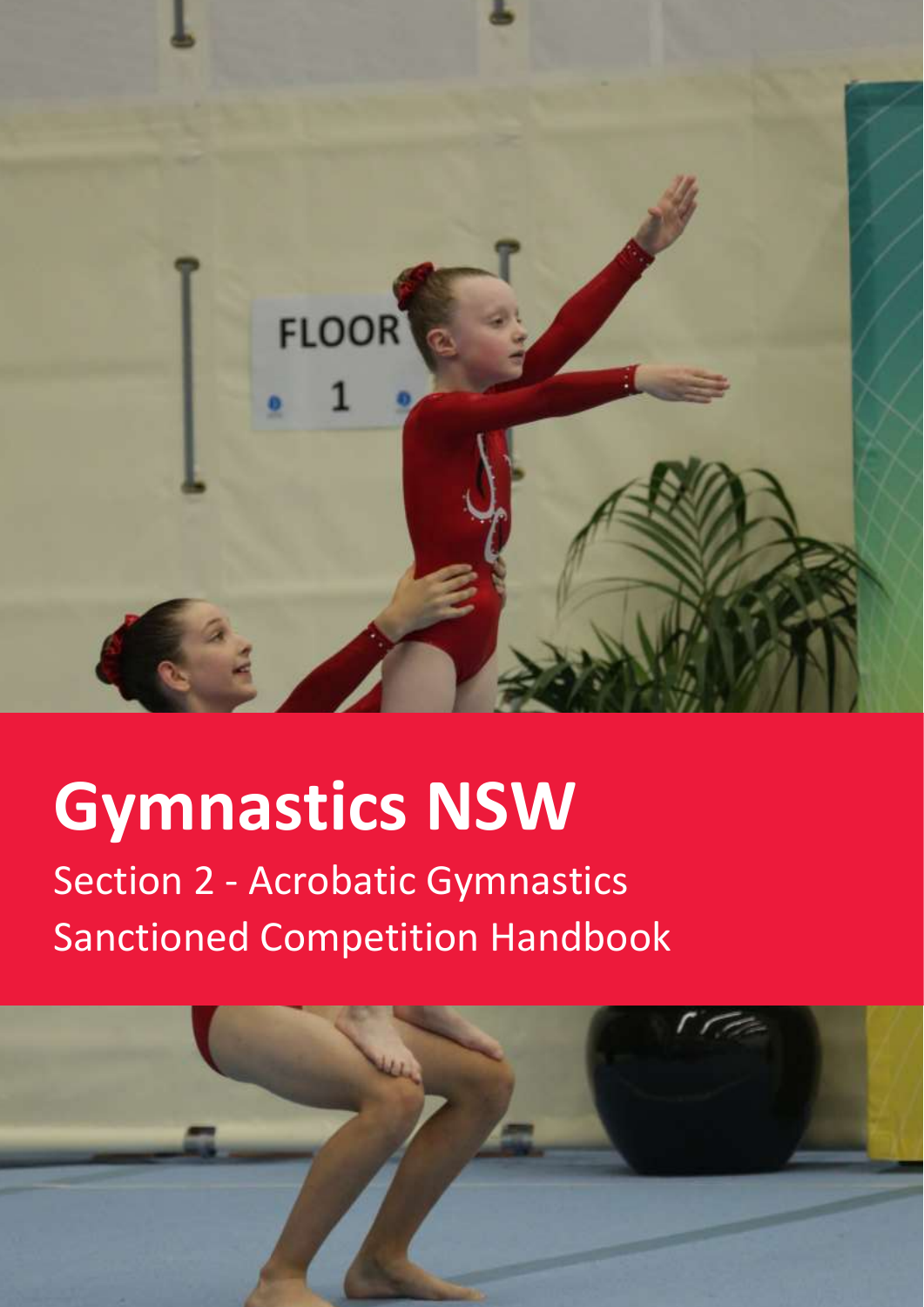# Gymnastics NSW

Section 2 - Acrobatic Gymnastics
Sanctioned Competition Handbook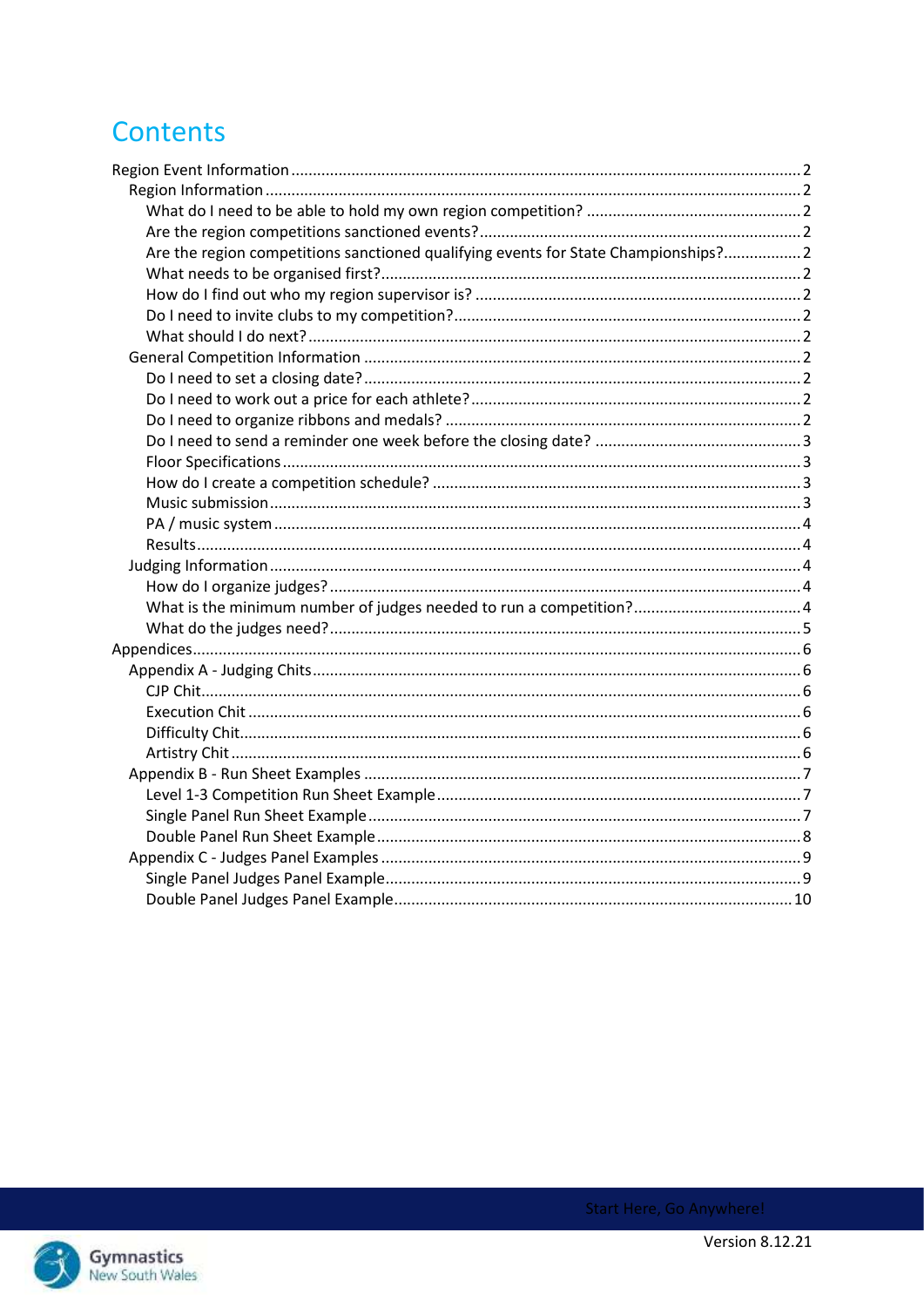# Contents

Region Event Information ........ 2
- Region Information ........ 2
  - What do I need to be able to hold my own region competition? ........ 2
  - Are the region competitions sanctioned events? ........ 2
  - Are the region competitions sanctioned qualifying events for State Championships? ........ 2
  - What needs to be organised first? ........ 2
  - How do I find out who my region supervisor is? ........ 2
  - Do I need to invite clubs to my competition? ........ 2
  - What should I do next? ........ 2
- General Competition Information ........ 2
  - Do I need to set a closing date? ........ 2
  - Do I need to work out a price for each athlete? ........ 2
  - Do I need to organize ribbons and medals? ........ 2
  - Do I need to send a reminder one week before the closing date? ........ 3
  - Floor Specifications ........ 3
  - How do I create a competition schedule? ........ 3
  - Music submission ........ 3
  - PA / music system ........ 4
  - Results ........ 4
- Judging Information ........ 4
  - How do I organize judges? ........ 4
  - What is the minimum number of judges needed to run a competition? ........ 4
  - What do the judges need? ........ 5

Appendices ........ 6
- Appendix A - Judging Chits ........ 6
  - CJP Chit ........ 6
  - Execution Chit ........ 6
  - Difficulty Chit ........ 6
  - Artistry Chit ........ 6
- Appendix B - Run Sheet Examples ........ 7
  - Level 1-3 Competition Run Sheet Example ........ 7
  - Single Panel Run Sheet Example ........ 7
  - Double Panel Run Sheet Example ........ 8
- Appendix C - Judges Panel Examples ........ 9
  - Single Panel Judges Panel Example ........ 9
  - Double Panel Judges Panel Example ........ 10

Start Here, Go Anywhere!

Version 8.12.21

Gymnastics New South Wales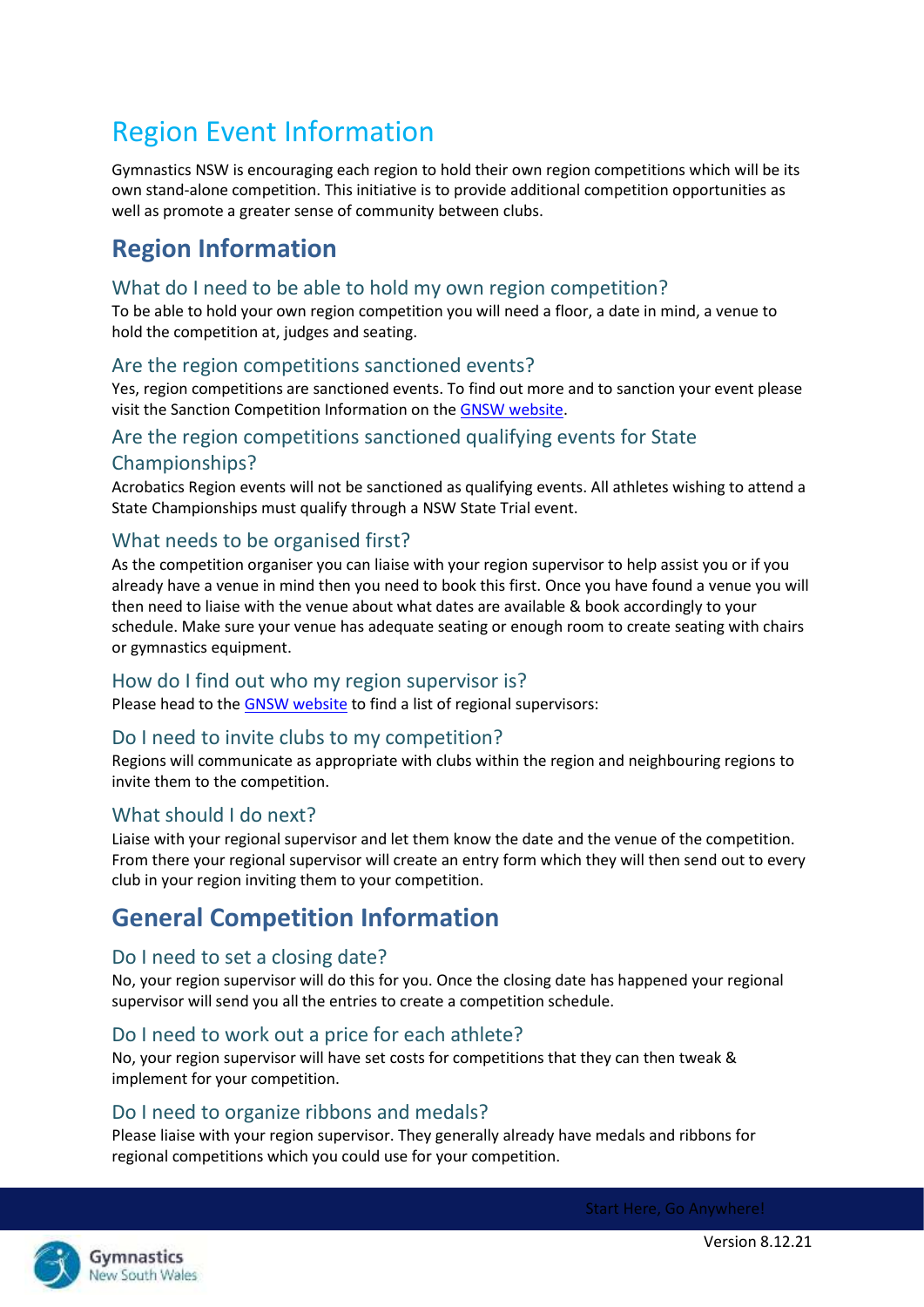# Region Event Information

Gymnastics NSW is encouraging each region to hold their own region competitions which will be its own stand-alone competition. This initiative is to provide additional competition opportunities as well as promote a greater sense of community between clubs.

## Region Information

### What do I need to be able to hold my own region competition?

To be able to hold your own region competition you will need a floor, a date in mind, a venue to hold the competition at, judges and seating.

### Are the region competitions sanctioned events?

Yes, region competitions are sanctioned events. To find out more and to sanction your event please visit the Sanction Competition Information on the GNSW website.

### Are the region competitions sanctioned qualifying events for State Championships?

Acrobatics Region events will not be sanctioned as qualifying events. All athletes wishing to attend a State Championships must qualify through a NSW State Trial event.

### What needs to be organised first?

As the competition organiser you can liaise with your region supervisor to help assist you or if you already have a venue in mind then you need to book this first. Once you have found a venue you will then need to liaise with the venue about what dates are available & book accordingly to your schedule. Make sure your venue has adequate seating or enough room to create seating with chairs or gymnastics equipment.

### How do I find out who my region supervisor is?

Please head to the GNSW website to find a list of regional supervisors:

### Do I need to invite clubs to my competition?

Regions will communicate as appropriate with clubs within the region and neighbouring regions to invite them to the competition.

### What should I do next?

Liaise with your regional supervisor and let them know the date and the venue of the competition. From there your regional supervisor will create an entry form which they will then send out to every club in your region inviting them to your competition.

## General Competition Information

### Do I need to set a closing date?

No, your region supervisor will do this for you. Once the closing date has happened your regional supervisor will send you all the entries to create a competition schedule.

### Do I need to work out a price for each athlete?

No, your region supervisor will have set costs for competitions that they can then tweak & implement for your competition.

### Do I need to organize ribbons and medals?

Please liaise with your region supervisor. They generally already have medals and ribbons for regional competitions which you could use for your competition.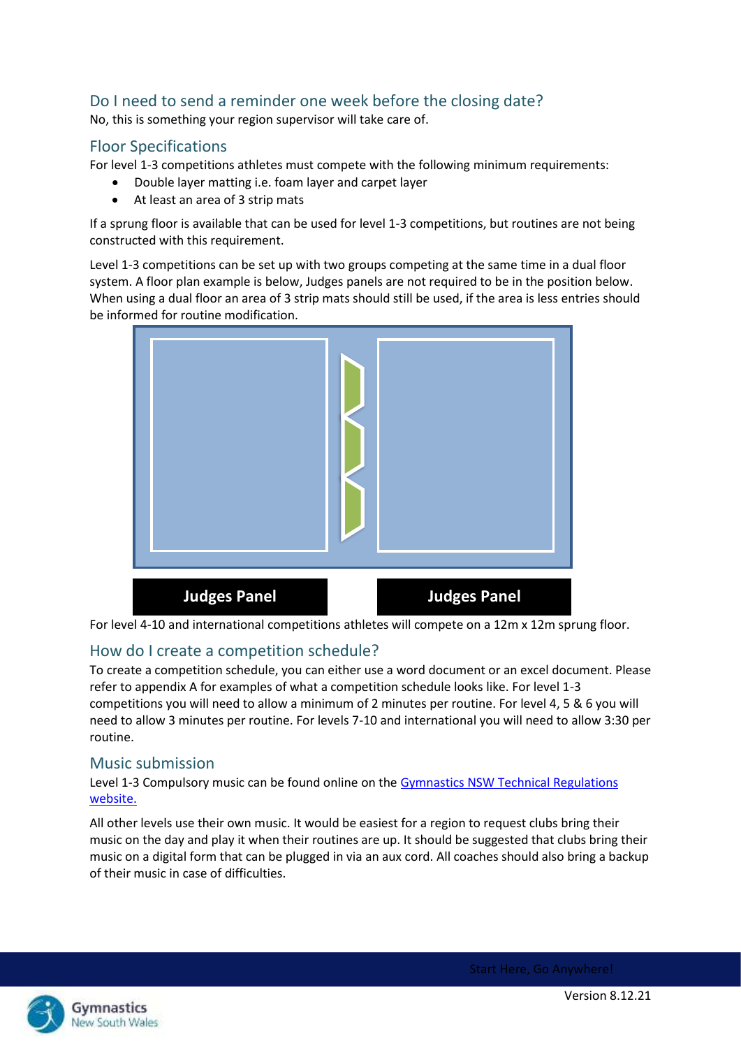## Do I need to send a reminder one week before the closing date?

No, this is something your region supervisor will take care of.

## Floor Specifications

For level 1-3 competitions athletes must compete with the following minimum requirements:

- Double layer matting i.e. foam layer and carpet layer
- At least an area of 3 strip mats

If a sprung floor is available that can be used for level 1-3 competitions, but routines are not being constructed with this requirement.

Level 1-3 competitions can be set up with two groups competing at the same time in a dual floor system. A floor plan example is below, Judges panels are not required to be in the position below. When using a dual floor an area of 3 strip mats should still be used, if the area is less entries should be informed for routine modification.

Judges Panel  Judges Panel

For level 4-10 and international competitions athletes will compete on a 12m x 12m sprung floor.

## How do I create a competition schedule?

To create a competition schedule, you can either use a word document or an excel document. Please refer to appendix A for examples of what a competition schedule looks like. For level 1-3 competitions you will need to allow a minimum of 2 minutes per routine. For level 4, 5 & 6 you will need to allow 3 minutes per routine. For levels 7-10 and international you will need to allow 3:30 per routine.

## Music submission

Level 1-3 Compulsory music can be found online on the [Gymnastics NSW Technical Regulations website.]

All other levels use their own music. It would be easiest for a region to request clubs bring their music on the day and play it when their routines are up. It should be suggested that clubs bring their music on a digital form that can be plugged in via an aux cord. All coaches should also bring a backup of their music in case of difficulties.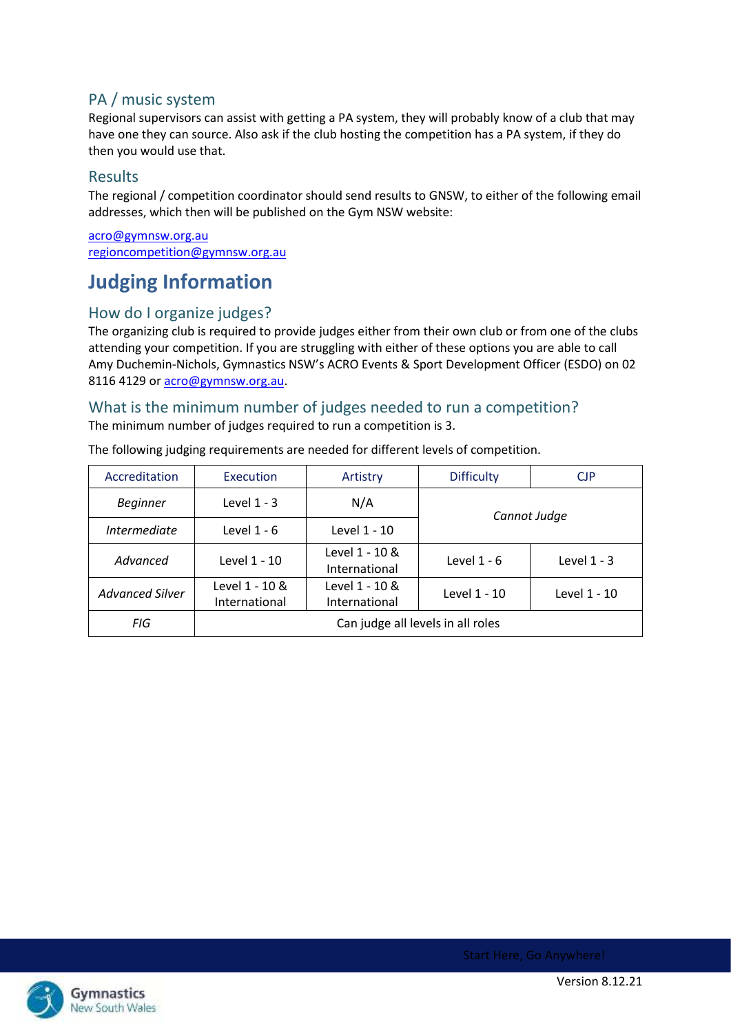### PA / music system

Regional supervisors can assist with getting a PA system, they will probably know of a club that may have one they can source. Also ask if the club hosting the competition has a PA system, if they do then you would use that.

### Results

The regional / competition coordinator should send results to GNSW, to either of the following email addresses, which then will be published on the Gym NSW website:

acro@gymnsw.org.au
regioncompetition@gymnsw.org.au

## Judging Information

### How do I organize judges?

The organizing club is required to provide judges either from their own club or from one of the clubs attending your competition. If you are struggling with either of these options you are able to call Amy Duchemin-Nichols, Gymnastics NSW's ACRO Events & Sport Development Officer (ESDO) on 02 8116 4129 or acro@gymnsw.org.au.

### What is the minimum number of judges needed to run a competition?

The minimum number of judges required to run a competition is 3.

The following judging requirements are needed for different levels of competition.

| Accreditation | Execution | Artistry | Difficulty | CJP |
|---|---|---|---|---|
| *Beginner* | Level 1 - 3 | N/A | *Cannot Judge* | |
| *Intermediate* | Level 1 - 6 | Level 1 - 10 | | |
| *Advanced* | Level 1 - 10 | Level 1 - 10 & International | Level 1 - 6 | Level 1 - 3 |
| *Advanced Silver* | Level 1 - 10 & International | Level 1 - 10 & International | Level 1 - 10 | Level 1 - 10 |
| *FIG* | Can judge all levels in all roles | | | |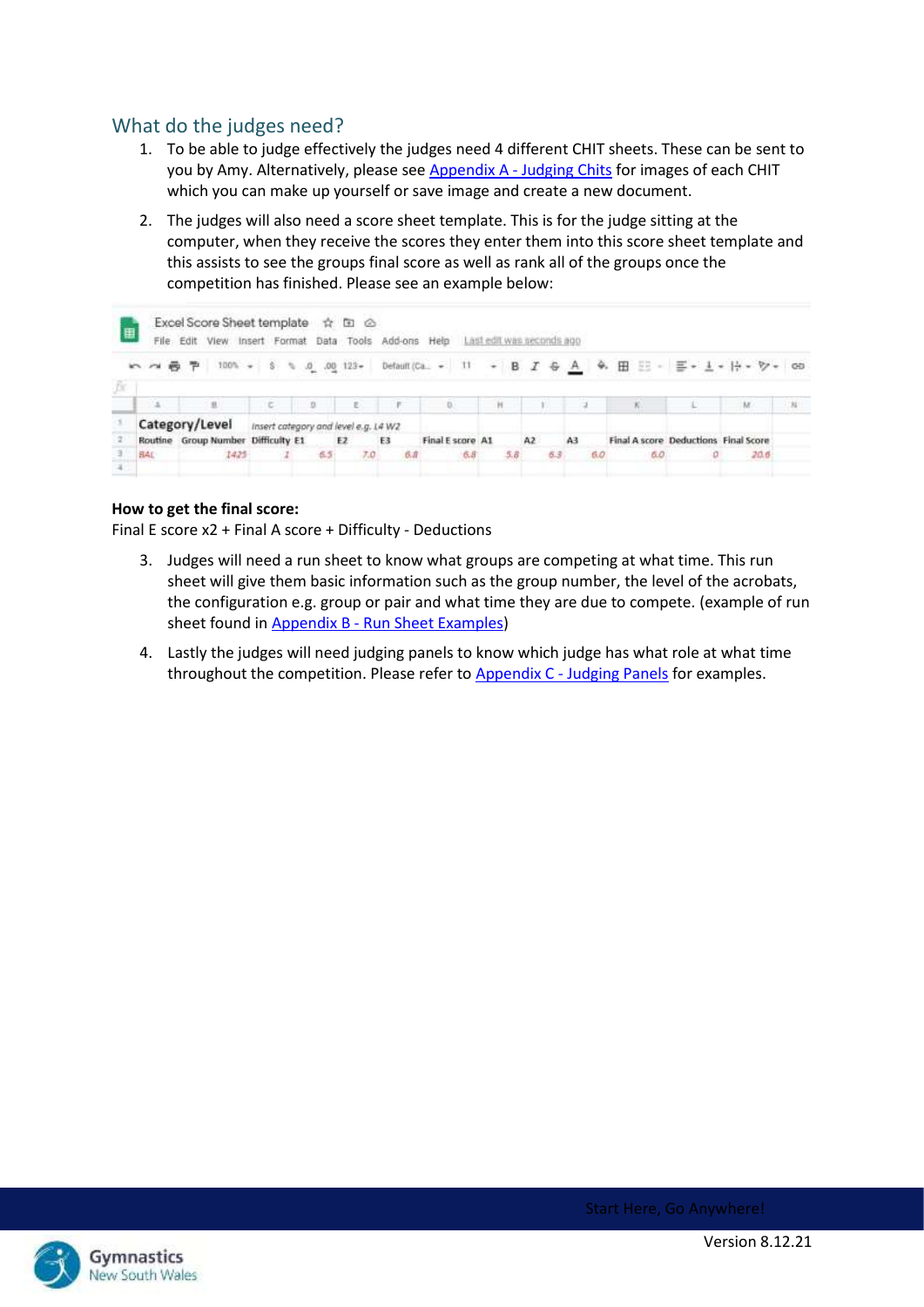## What do the judges need?

1. To be able to judge effectively the judges need 4 different CHIT sheets. These can be sent to you by Amy. Alternatively, please see [Appendix A - Judging Chits](#) for images of each CHIT which you can make up yourself or save image and create a new document.
2. The judges will also need a score sheet template. This is for the judge sitting at the computer, when they receive the scores they enter them into this score sheet template and this assists to see the groups final score as well as rank all of the groups once the competition has finished. Please see an example below:

Excel Score Sheet template

| **Category/Level** | | *Insert category and level e.g. L4 W2* | | | | | | | | | | |
|---|---|---|---|---|---|---|---|---|---|---|---|---|
| **Routine** | **Group Number** | **Difficulty** | **E1** | **E2** | **E3** | **Final E score** | **A1** | **A2** | **A3** | **Final A score** | **Deductions** | **Final Score** |
| BAL | 1425 | 1 | 6.5 | 7.0 | 6.8 | 6.8 | 5.8 | 6.3 | 6.0 | 6.0 | 0 | 20.6 |

**How to get the final score:**
Final E score x2 + Final A score + Difficulty - Deductions

3. Judges will need a run sheet to know what groups are competing at what time. This run sheet will give them basic information such as the group number, the level of the acrobats, the configuration e.g. group or pair and what time they are due to compete. (example of run sheet found in [Appendix B - Run Sheet Examples](#))
4. Lastly the judges will need judging panels to know which judge has what role at what time throughout the competition. Please refer to [Appendix C - Judging Panels](#) for examples.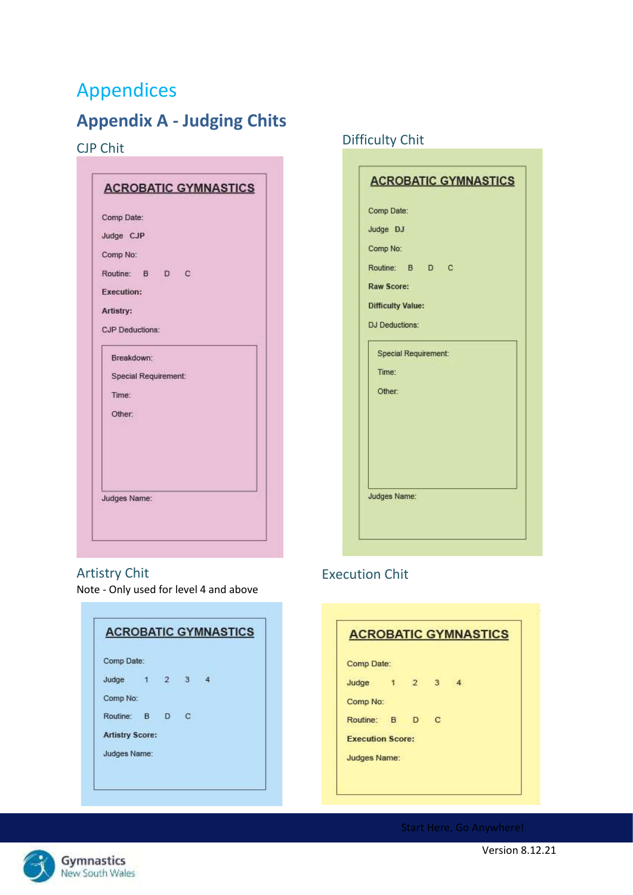# Appendices

## Appendix A - Judging Chits

### CJP Chit

**ACROBATIC GYMNASTICS**

Comp Date:

Judge CJP

Comp No:

Routine: B D C

**Execution:**

**Artistry:**

CJP Deductions:

Breakdown:

Special Requirement:

Time:

Other:

Judges Name:

### Difficulty Chit

**ACROBATIC GYMNASTICS**

Comp Date:

Judge DJ

Comp No:

Routine: B D C

**Raw Score:**

**Difficulty Value:**

DJ Deductions:

Special Requirement:

Time:

Other:

Judges Name:

### Artistry Chit

Note - Only used for level 4 and above

**ACROBATIC GYMNASTICS**

Comp Date:

Judge 1 2 3 4

Comp No:

Routine: B D C

**Artistry Score:**

Judges Name:

### Execution Chit

**ACROBATIC GYMNASTICS**

Comp Date:

Judge 1 2 3 4

Comp No:

Routine: B D C

**Execution Score:**

Judges Name: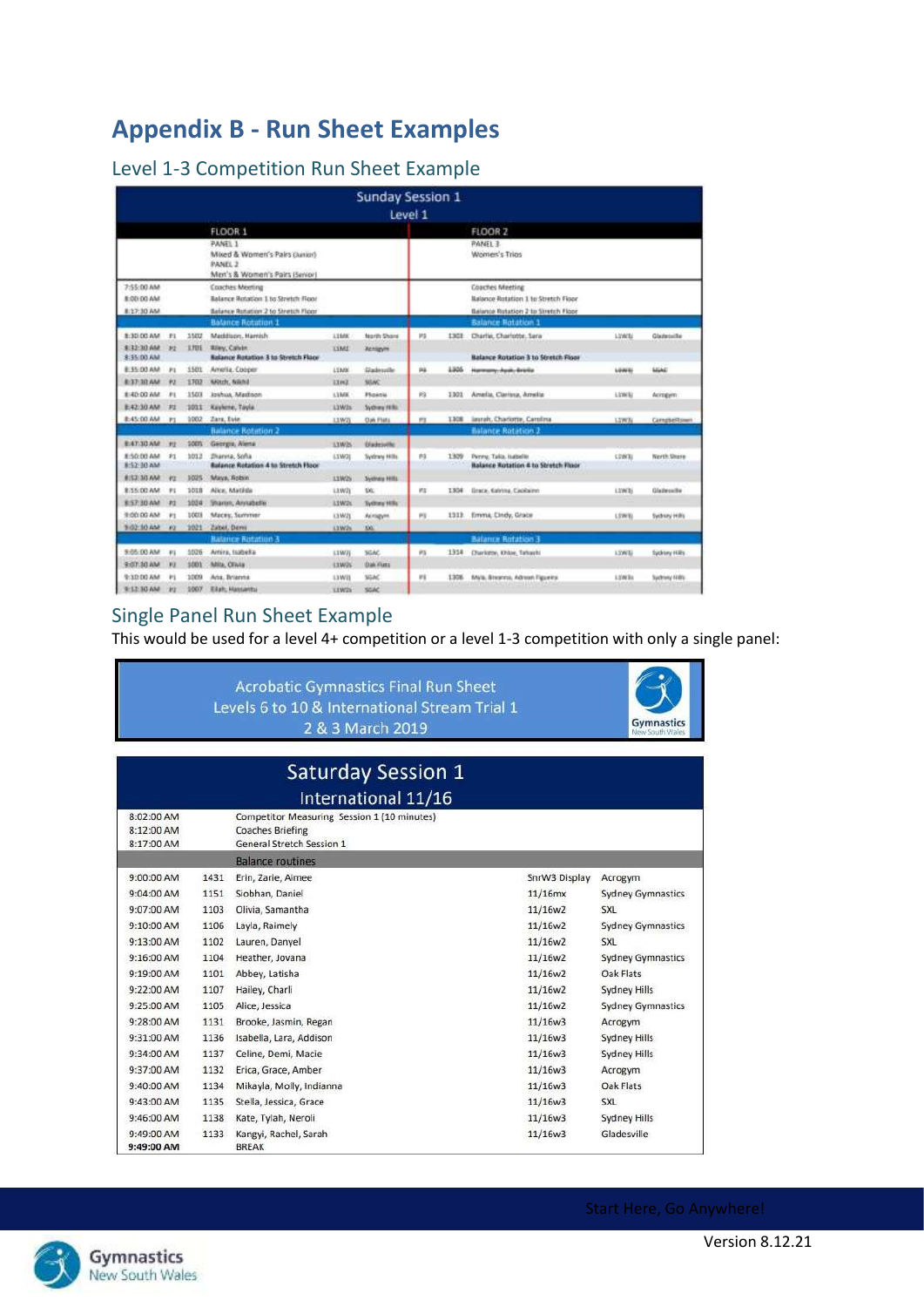# Appendix B - Run Sheet Examples

## Level 1-3 Competition Run Sheet Example

| Sunday Session 1 Level 1 | | | | | | | | | | |
|---|---|---|---|---|---|---|---|---|---|---|
| | | | FLOOR 1 | | | | FLOOR 2 | | | |
| | | | PANEL 1<br>Mixed & Women's Pairs (Junior)<br>PANEL 2<br>Men's & Women's Pairs (Senior) | | | | PANEL 3<br>Women's Trios | | | |
| 7:55:00 AM<br>8:00:00 AM<br>8:17:30 AM | | | Coaches Meeting<br>Balance Rotation 1 to Stretch Floor<br>Balance Rotation 2 to Stretch Floor | | | | Coaches Meeting<br>Balance Rotation 1 to Stretch Floor<br>Balance Rotation 2 to Stretch Floor | | | |
| | | | Balance Rotation 1 | | | | Balance Rotation 1 | | | |
| 8:30:00 AM | P1 | 1502 | Maddison, Hamish | L1MX | North Shore | P3 | 1303 | Charlie, Charlotte, Sara | L1W3 | Gladesville |
| 8:32:30 AM | P2 | 1701 | Riley, Calvin | L1M2 | Acrogym | | | | | |
| 8:35:00 AM | | | Balance Rotation 3 to Stretch Floor | | | | | Balance Rotation 3 to Stretch Floor | | |
| 8:35:00 AM | P1 | 1501 | Amelia, Cooper | L1MX | Gladesville | P4 | 1305 | Harmony, Ayah, Briella | L1W3 | SGAC |
| 8:37:30 AM | P2 | 1702 | Mitch, Nikhil | L1M2 | SGAC | | | | | |
| 8:40:00 AM | P1 | 1503 | Joshua, Madison | L1MX | Phoenix | P3 | 1301 | Amelia, Clarissa, Amelia | L1W3 | Acrogym |
| 8:42:30 AM | P2 | 1011 | Kaylene, Tayla | L1W2s | Sydney Hills | | | | | |
| 8:45:00 AM | P1 | 1002 | Zara, Evie | L1W2j | Oak Flats | P3 | 1308 | Isarah, Charlotte, Carolina | L1W3 | Campbelltown |
| | | | Balance Rotation 2 | | | | Balance Rotation 2 | | | |
| 8:47:30 AM | P2 | 1005 | Georgia, Alena | L1W2s | Gladesville | | | | | |
| 8:50:00 AM | P1 | 1012 | Zharna, Sofia | L1W2j | Sydney Hills | P3 | 1309 | Penny, Talia, Isabelle | L1W3 | North Shore |
| 8:52:30 AM | | | Balance Rotation 4 to Stretch Floor | | | | | Balance Rotation 4 to Stretch Floor | | |
| 8:52:30 AM | P2 | 1025 | Maya, Robin | L1W2s | Sydney Hills | | | | | |
| 8:55:00 AM | P1 | 1018 | Alice, Matilda | L1W2j | SXL | P3 | 1304 | Grace, Katrina, Caoimhe | L1W3 | Gladesville |
| 8:57:30 AM | P2 | 1024 | Sharon, Annabelle | L1W2s | Sydney Hills | | | | | |
| 9:00:00 AM | P1 | 1003 | Macey, Summer | L1W2j | Acrogym | P3 | 1313 | Emma, Cindy, Grace | L1W3 | Sydney Hills |
| 9:02:30 AM | P2 | 1021 | Zabel, Demi | L1W2s | SXL | | | | | |
| | | | Balance Rotation 3 | | | | Balance Rotation 3 | | | |
| 9:05:00 AM | P1 | 1026 | Amira, Isabella | L1W2j | SGAC | P3 | 1314 | Charlotte, Khloe, Tahashi | L1W3 | Sydney Hills |
| 9:07:30 AM | P2 | 1001 | Mila, Olivia | L1W2s | Oak Flats | | | | | |
| 9:10:00 AM | P1 | 1009 | Ava, Brianna | L1W2j | SGAC | P3 | 1306 | Myla, Breanna, Adrean Figueira | L1W3s | Sydney Hills |
| 9:12:30 AM | P2 | 1007 | Elah, Hassantu | L1W2s | SGAC | | | | | |

## Single Panel Run Sheet Example

This would be used for a level 4+ competition or a level 1-3 competition with only a single panel:

Acrobatic Gymnastics Final Run Sheet
Levels 6 to 10 & International Stream Trial 1
2 & 3 March 2019

Gymnastics New South Wales

| Saturday Session 1 International 11/16 | | | | |
|---|---|---|---|---|
| 8:02:00 AM<br>8:12:00 AM<br>8:17:00 AM | | Competitor Measuring Session 1 (10 minutes)<br>Coaches Briefing<br>General Stretch Session 1 | | |
| | | Balance routines | | |
| 9:00:00 AM | 1431 | Erin, Zarie, Aimee | SnrW3 Display | Acrogym |
| 9:04:00 AM | 1151 | Siobhan, Daniel | 11/16mx | Sydney Gymnastics |
| 9:07:00 AM | 1103 | Olivia, Samantha | 11/16w2 | SXL |
| 9:10:00 AM | 1106 | Layla, Raimely | 11/16w2 | Sydney Gymnastics |
| 9:13:00 AM | 1102 | Lauren, Danyel | 11/16w2 | SXL |
| 9:16:00 AM | 1104 | Heather, Jovana | 11/16w2 | Sydney Gymnastics |
| 9:19:00 AM | 1101 | Abbey, Latisha | 11/16w2 | Oak Flats |
| 9:22:00 AM | 1107 | Hailey, Charli | 11/16w2 | Sydney Hills |
| 9:25:00 AM | 1105 | Alice, Jessica | 11/16w2 | Sydney Gymnastics |
| 9:28:00 AM | 1131 | Brooke, Jasmin, Regan | 11/16w3 | Acrogym |
| 9:31:00 AM | 1136 | Isabella, Lara, Addison | 11/16w3 | Sydney Hills |
| 9:34:00 AM | 1137 | Celine, Demi, Macie | 11/16w3 | Sydney Hills |
| 9:37:00 AM | 1132 | Erica, Grace, Amber | 11/16w3 | Acrogym |
| 9:40:00 AM | 1134 | Mikayla, Molly, Indianna | 11/16w3 | Oak Flats |
| 9:43:00 AM | 1135 | Stella, Jessica, Grace | 11/16w3 | SXL |
| 9:46:00 AM | 1138 | Kate, Tylah, Neroli | 11/16w3 | Sydney Hills |
| 9:49:00 AM | 1133 | Kangyi, Rachel, Sarah | 11/16w3 | Gladesville |
| **9:49:00 AM** | | BREAK | | |

Start Here, Go Anywhere!

Version 8.12.21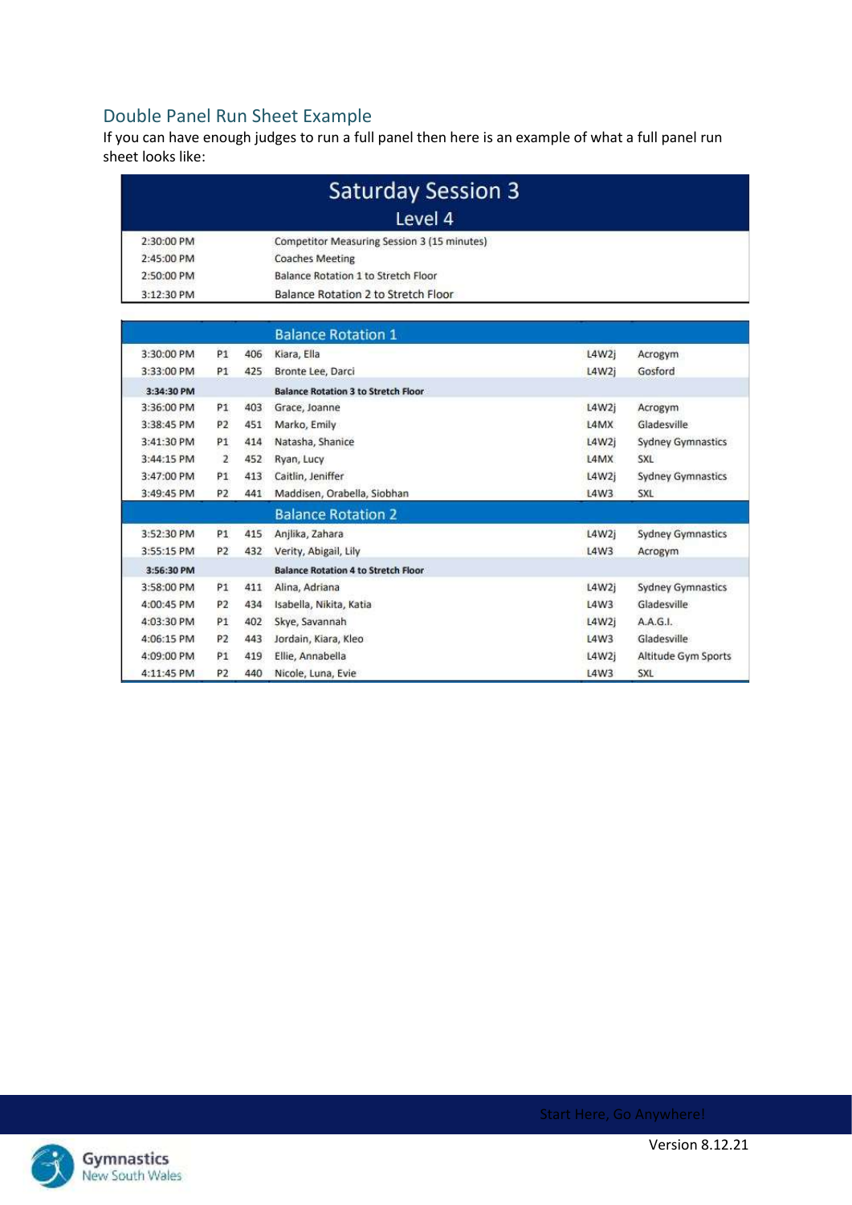## Double Panel Run Sheet Example

If you can have enough judges to run a full panel then here is an example of what a full panel run sheet looks like:

| Saturday Session 3 | | | | | |
|---|---|---|---|---|---|
| Level 4 | | | | | |
| 2:30:00 PM | | | Competitor Measuring Session 3 (15 minutes) | | |
| 2:45:00 PM | | | Coaches Meeting | | |
| 2:50:00 PM | | | Balance Rotation 1 to Stretch Floor | | |
| 3:12:30 PM | | | Balance Rotation 2 to Stretch Floor | | |
| | | | **Balance Rotation 1** | | |
| 3:30:00 PM | P1 | 406 | Kiara, Ella | L4W2j | Acrogym |
| 3:33:00 PM | P1 | 425 | Bronte Lee, Darci | L4W2j | Gosford |
| **3:34:30 PM** | | | **Balance Rotation 3 to Stretch Floor** | | |
| 3:36:00 PM | P1 | 403 | Grace, Joanne | L4W2j | Acrogym |
| 3:38:45 PM | P2 | 451 | Marko, Emily | L4MX | Gladesville |
| 3:41:30 PM | P1 | 414 | Natasha, Shanice | L4W2j | Sydney Gymnastics |
| 3:44:15 PM | 2 | 452 | Ryan, Lucy | L4MX | SXL |
| 3:47:00 PM | P1 | 413 | Caitlin, Jeniffer | L4W2j | Sydney Gymnastics |
| 3:49:45 PM | P2 | 441 | Maddisen, Orabella, Siobhan | L4W3 | SXL |
| | | | **Balance Rotation 2** | | |
| 3:52:30 PM | P1 | 415 | Anjlika, Zahara | L4W2j | Sydney Gymnastics |
| 3:55:15 PM | P2 | 432 | Verity, Abigail, Lily | L4W3 | Acrogym |
| **3:56:30 PM** | | | **Balance Rotation 4 to Stretch Floor** | | |
| 3:58:00 PM | P1 | 411 | Alina, Adriana | L4W2j | Sydney Gymnastics |
| 4:00:45 PM | P2 | 434 | Isabella, Nikita, Katia | L4W3 | Gladesville |
| 4:03:30 PM | P1 | 402 | Skye, Savannah | L4W2j | A.A.G.I. |
| 4:06:15 PM | P2 | 443 | Jordain, Kiara, Kleo | L4W3 | Gladesville |
| 4:09:00 PM | P1 | 419 | Ellie, Annabella | L4W2j | Altitude Gym Sports |
| 4:11:45 PM | P2 | 440 | Nicole, Luna, Evie | L4W3 | SXL |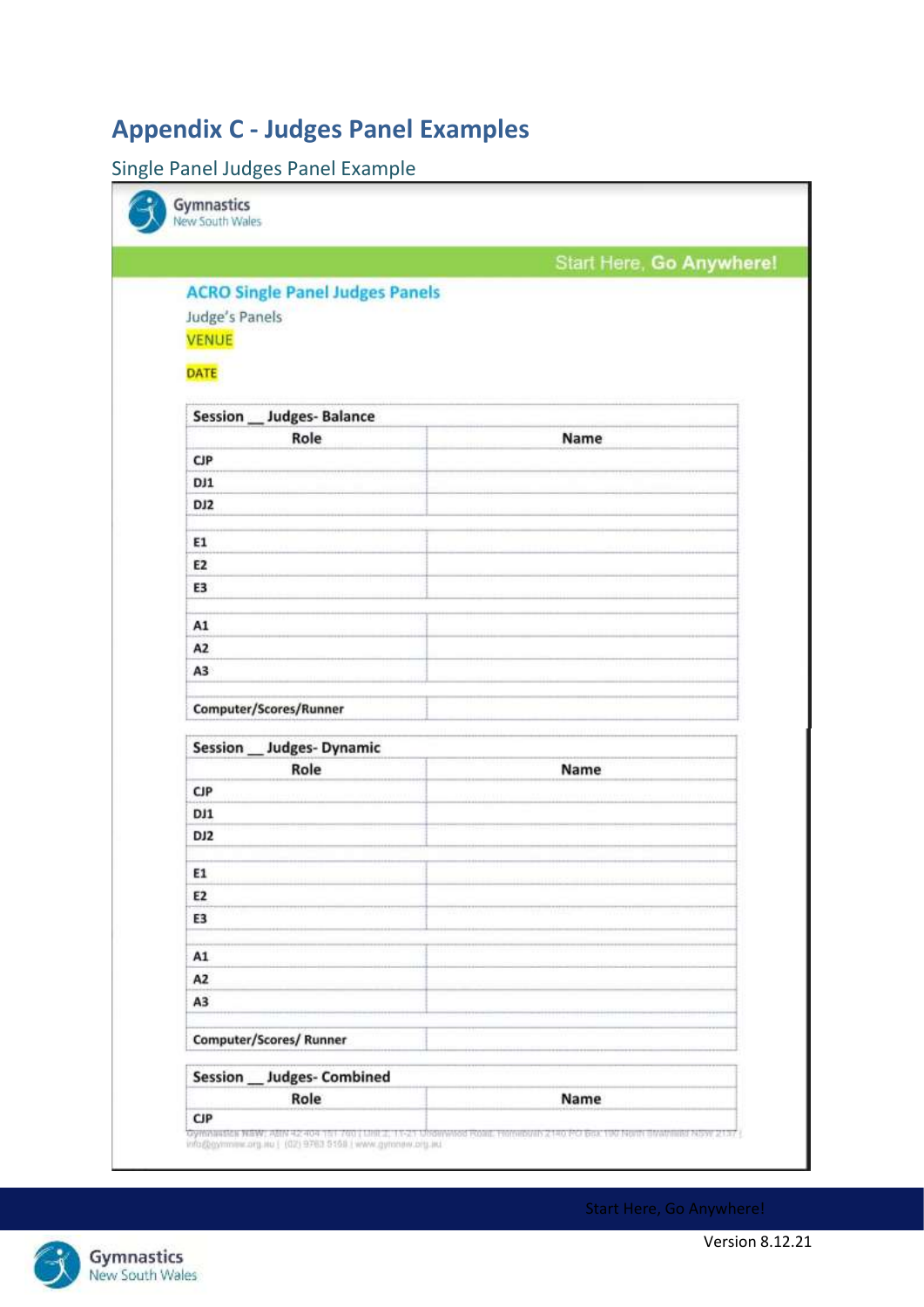# Appendix C - Judges Panel Examples

## Single Panel Judges Panel Example

Gymnastics New South Wales

Start Here, **Go Anywhere!**

### ACRO Single Panel Judges Panels

Judge's Panels

VENUE

DATE

| Session __ Judges- Balance | |
|---|---|
| **Role** | **Name** |
| CJP | |
| DJ1 | |
| DJ2 | |
| | |
| E1 | |
| E2 | |
| E3 | |
| | |
| A1 | |
| A2 | |
| A3 | |
| | |
| Computer/Scores/Runner | |

| Session __ Judges- Dynamic | |
|---|---|
| **Role** | **Name** |
| CJP | |
| DJ1 | |
| DJ2 | |
| | |
| E1 | |
| E2 | |
| E3 | |
| | |
| A1 | |
| A2 | |
| A3 | |
| | |
| Computer/Scores/ Runner | |

| Session __ Judges- Combined | |
|---|---|
| **Role** | **Name** |
| CJP | |

Start Here, Go Anywhere!

Version 8.12.21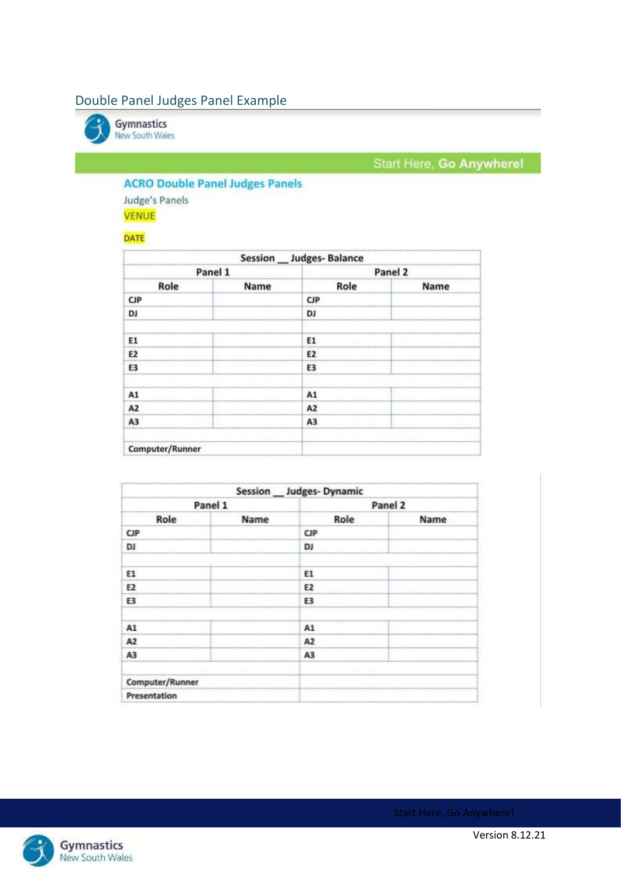## Double Panel Judges Panel Example

Gymnastics
New South Wales

Start Here, **Go Anywhere!**

### ACRO Double Panel Judges Panels

Judge's Panels

VENUE

DATE

| Session __ Judges- Balance | | | |
|---|---|---|---|
| Panel 1 | | Panel 2 | |
| Role | Name | Role | Name |
| CJP | | CJP | |
| DJ | | DJ | |
| | | | |
| E1 | | E1 | |
| E2 | | E2 | |
| E3 | | E3 | |
| | | | |
| A1 | | A1 | |
| A2 | | A2 | |
| A3 | | A3 | |
| | | | |
| Computer/Runner | | | |

| Session __ Judges- Dynamic | | | |
|---|---|---|---|
| Panel 1 | | Panel 2 | |
| Role | Name | Role | Name |
| CJP | | CJP | |
| DJ | | DJ | |
| | | | |
| E1 | | E1 | |
| E2 | | E2 | |
| E3 | | E3 | |
| | | | |
| A1 | | A1 | |
| A2 | | A2 | |
| A3 | | A3 | |
| | | | |
| Computer/Runner | | | |
| Presentation | | | |

Version 8.12.21